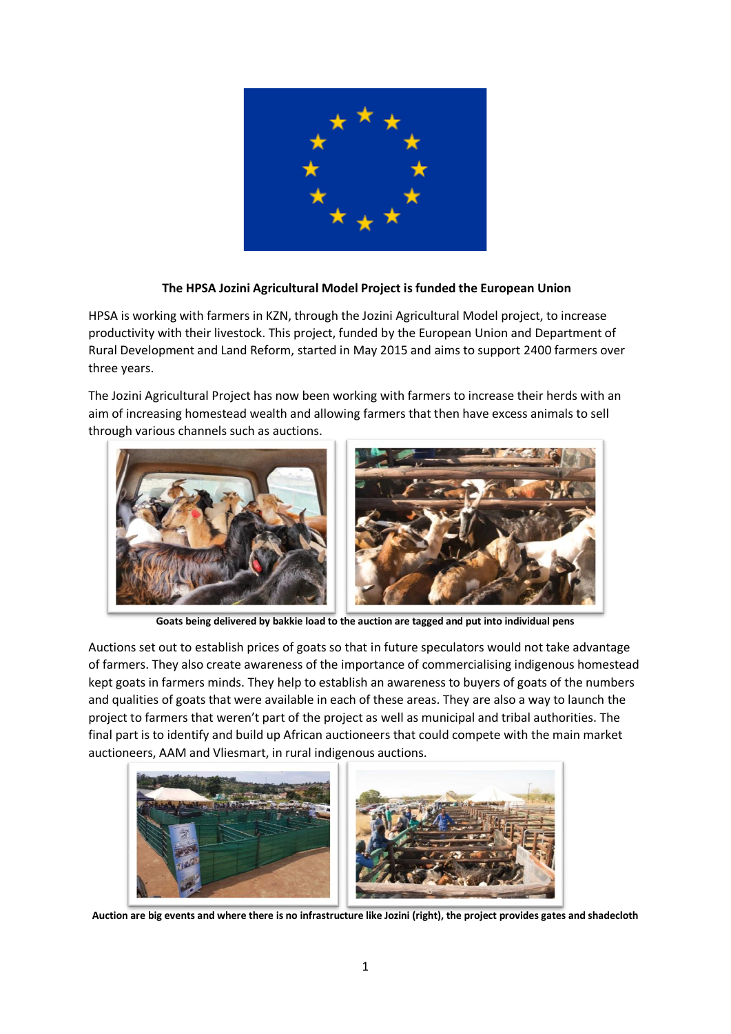**The HPSA Jozini Agricultural Model Project is funded the European Union**

HPSA is working with farmers in KZN, through the Jozini Agricultural Model project, to increase productivity with their livestock. This project, funded by the European Union and Department of Rural Development and Land Reform, started in May 2015 and aims to support 2400 farmers over three years.

The Jozini Agricultural Project has now been working with farmers to increase their herds with an aim of increasing homestead wealth and allowing farmers that then have excess animals to sell through various channels such as auctions.

**Goats being delivered by bakkie load to the auction are tagged and put into individual pens**

Auctions set out to establish prices of goats so that in future speculators would not take advantage of farmers. They also create awareness of the importance of commercialising indigenous homestead kept goats in farmers minds. They help to establish an awareness to buyers of goats of the numbers and qualities of goats that were available in each of these areas. They are also a way to launch the project to farmers that weren't part of the project as well as municipal and tribal authorities. The final part is to identify and build up African auctioneers that could compete with the main market auctioneers, AAM and Vliesmart, in rural indigenous auctions.

**Auction are big events and where there is no infrastructure like Jozini (right), the project provides gates and shadecloth**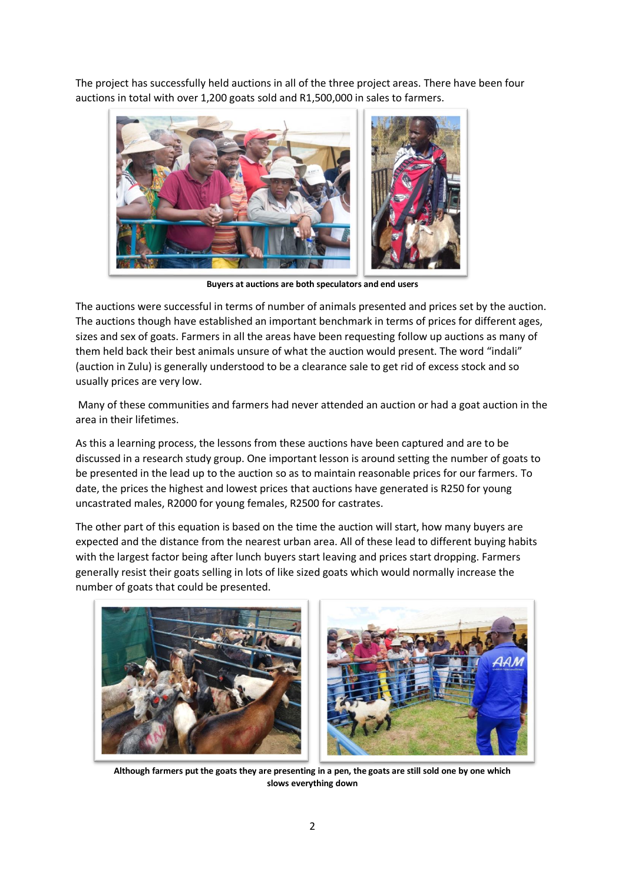The project has successfully held auctions in all of the three project areas. There have been four auctions in total with over 1,200 goats sold and R1,500,000 in sales to farmers.

**Buyers at auctions are both speculators and end users**

The auctions were successful in terms of number of animals presented and prices set by the auction. The auctions though have established an important benchmark in terms of prices for different ages, sizes and sex of goats. Farmers in all the areas have been requesting follow up auctions as many of them held back their best animals unsure of what the auction would present. The word "indali" (auction in Zulu) is generally understood to be a clearance sale to get rid of excess stock and so usually prices are very low.

Many of these communities and farmers had never attended an auction or had a goat auction in the area in their lifetimes.

As this a learning process, the lessons from these auctions have been captured and are to be discussed in a research study group. One important lesson is around setting the number of goats to be presented in the lead up to the auction so as to maintain reasonable prices for our farmers. To date, the prices the highest and lowest prices that auctions have generated is R250 for young uncastrated males, R2000 for young females, R2500 for castrates.

The other part of this equation is based on the time the auction will start, how many buyers are expected and the distance from the nearest urban area. All of these lead to different buying habits with the largest factor being after lunch buyers start leaving and prices start dropping. Farmers generally resist their goats selling in lots of like sized goats which would normally increase the number of goats that could be presented.

**Although farmers put the goats they are presenting in a pen, the goats are still sold one by one which slows everything down**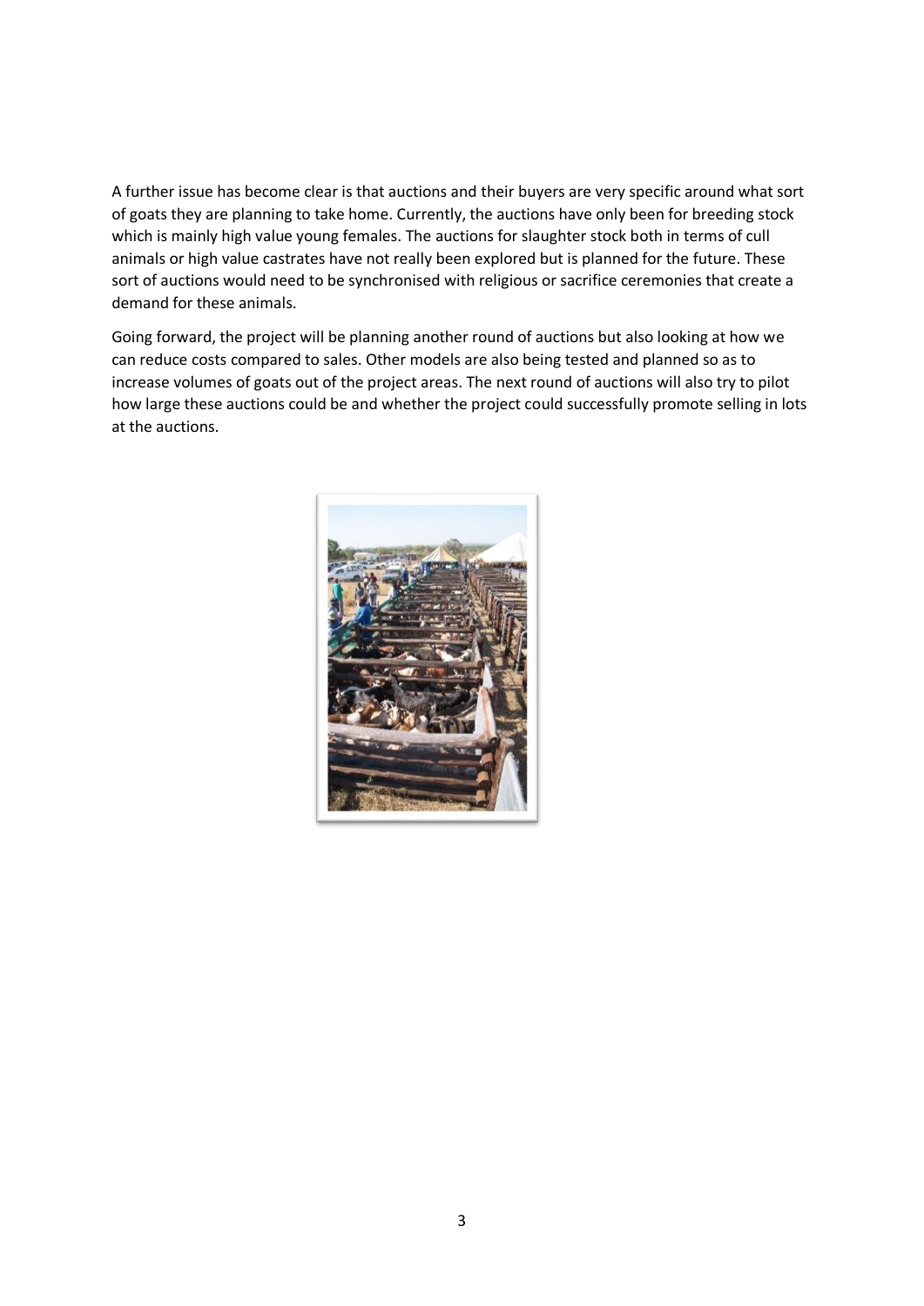A further issue has become clear is that auctions and their buyers are very specific around what sort of goats they are planning to take home. Currently, the auctions have only been for breeding stock which is mainly high value young females. The auctions for slaughter stock both in terms of cull animals or high value castrates have not really been explored but is planned for the future. These sort of auctions would need to be synchronised with religious or sacrifice ceremonies that create a demand for these animals.

Going forward, the project will be planning another round of auctions but also looking at how we can reduce costs compared to sales. Other models are also being tested and planned so as to increase volumes of goats out of the project areas. The next round of auctions will also try to pilot how large these auctions could be and whether the project could successfully promote selling in lots at the auctions.